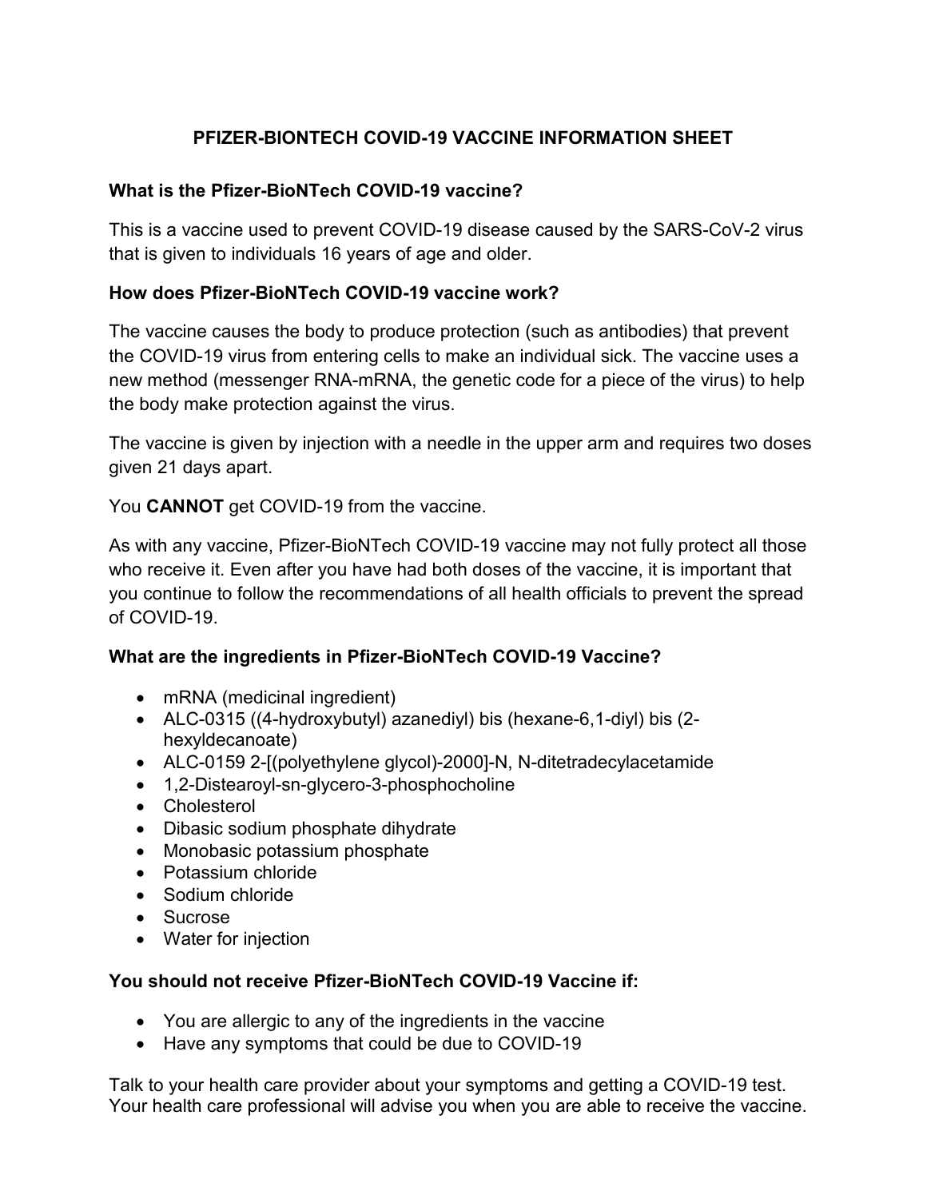# PFIZER-BIONTECH COVID-19 VACCINE INFORMATION SHEET

### What is the Pfizer-BioNTech COVID-19 vaccine?

This is a vaccine used to prevent COVID-19 disease caused by the SARS-CoV-2 virus that is given to individuals 16 years of age and older.

### How does Pfizer-BioNTech COVID-19 vaccine work?

The vaccine causes the body to produce protection (such as antibodies) that prevent the COVID-19 virus from entering cells to make an individual sick. The vaccine uses a new method (messenger RNA-mRNA, the genetic code for a piece of the virus) to help the body make protection against the virus.

The vaccine is given by injection with a needle in the upper arm and requires two doses given 21 days apart.

You **CANNOT** get COVID-19 from the vaccine.

As with any vaccine, Pfizer-BioNTech COVID-19 vaccine may not fully protect all those who receive it. Even after you have had both doses of the vaccine, it is important that you continue to follow the recommendations of all health officials to prevent the spread of COVID-19.

### What are the ingredients in Pfizer-BioNTech COVID-19 Vaccine?

- mRNA (medicinal ingredient)
- ALC-0315 ((4-hydroxybutyl) azanediyl) bis (hexane-6,1-diyl) bis (2-hexyldecanoate)
- ALC-0159 2-[(polyethylene glycol)-2000]-N, N-ditetradecylacetamide
- 1,2-Distearoyl-sn-glycero-3-phosphocholine
- Cholesterol
- Dibasic sodium phosphate dihydrate
- Monobasic potassium phosphate
- Potassium chloride
- Sodium chloride
- Sucrose
- Water for injection

### You should not receive Pfizer-BioNTech COVID-19 Vaccine if:

- You are allergic to any of the ingredients in the vaccine
- Have any symptoms that could be due to COVID-19

Talk to your health care provider about your symptoms and getting a COVID-19 test. Your health care professional will advise you when you are able to receive the vaccine.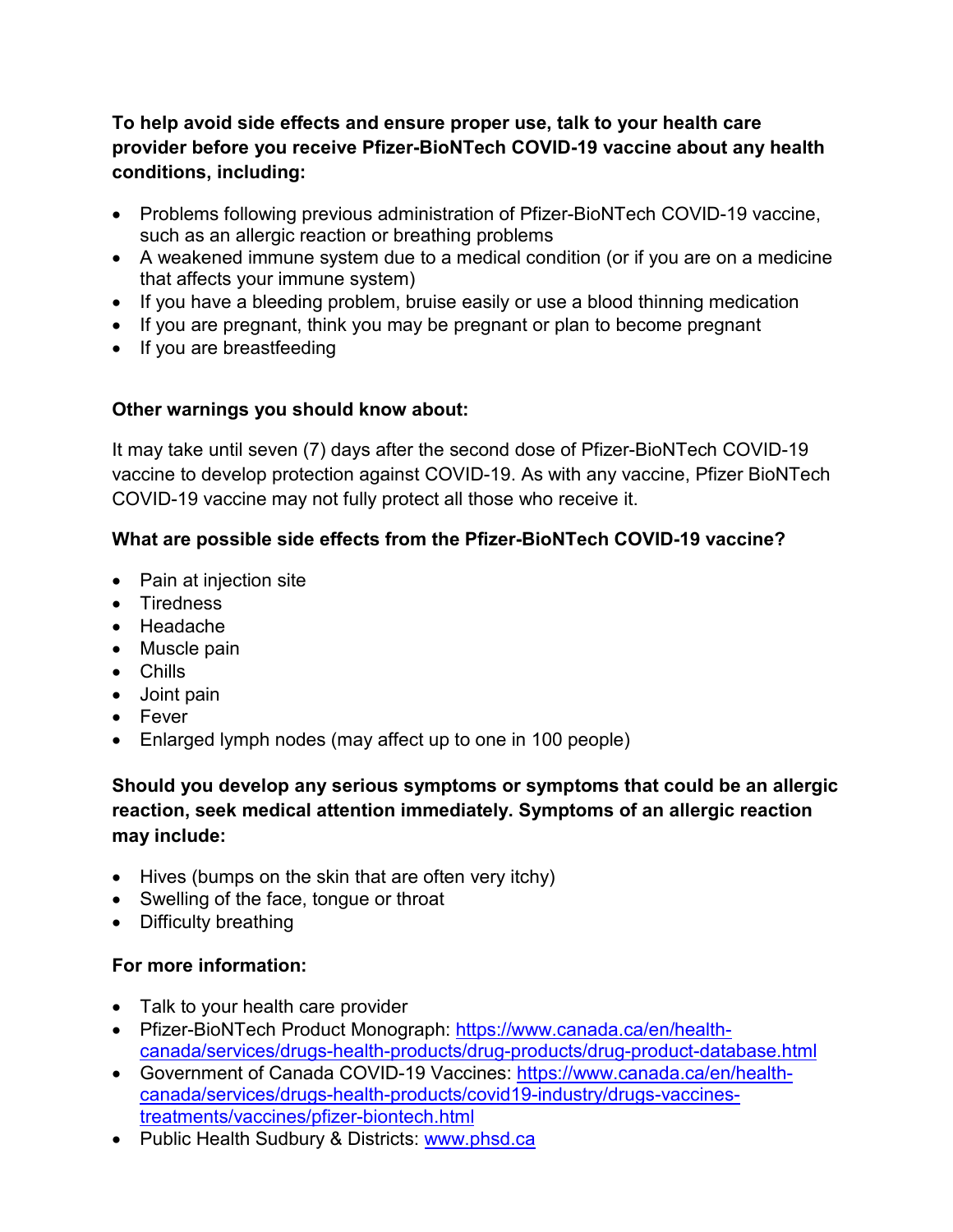**To help avoid side effects and ensure proper use, talk to your health care provider before you receive Pfizer-BioNTech COVID-19 vaccine about any health conditions, including:**

- Problems following previous administration of Pfizer-BioNTech COVID-19 vaccine, such as an allergic reaction or breathing problems
- A weakened immune system due to a medical condition (or if you are on a medicine that affects your immune system)
- If you have a bleeding problem, bruise easily or use a blood thinning medication
- If you are pregnant, think you may be pregnant or plan to become pregnant
- If you are breastfeeding

**Other warnings you should know about:**

It may take until seven (7) days after the second dose of Pfizer-BioNTech COVID-19 vaccine to develop protection against COVID-19. As with any vaccine, Pfizer BioNTech COVID-19 vaccine may not fully protect all those who receive it.

**What are possible side effects from the Pfizer-BioNTech COVID-19 vaccine?**

- Pain at injection site
- Tiredness
- Headache
- Muscle pain
- Chills
- Joint pain
- Fever
- Enlarged lymph nodes (may affect up to one in 100 people)

**Should you develop any serious symptoms or symptoms that could be an allergic reaction, seek medical attention immediately. Symptoms of an allergic reaction may include:**

- Hives (bumps on the skin that are often very itchy)
- Swelling of the face, tongue or throat
- Difficulty breathing

**For more information:**

- Talk to your health care provider
- Pfizer-BioNTech Product Monograph: [https://www.canada.ca/en/health-canada/services/drugs-health-products/drug-products/drug-product-database.html](https://www.canada.ca/en/health-canada/services/drugs-health-products/drug-products/drug-product-database.html)
- Government of Canada COVID-19 Vaccines: [https://www.canada.ca/en/health-canada/services/drugs-health-products/covid19-industry/drugs-vaccines-treatments/vaccines/pfizer-biontech.html](https://www.canada.ca/en/health-canada/services/drugs-health-products/covid19-industry/drugs-vaccines-treatments/vaccines/pfizer-biontech.html)
- Public Health Sudbury & Districts: [www.phsd.ca](http://www.phsd.ca)